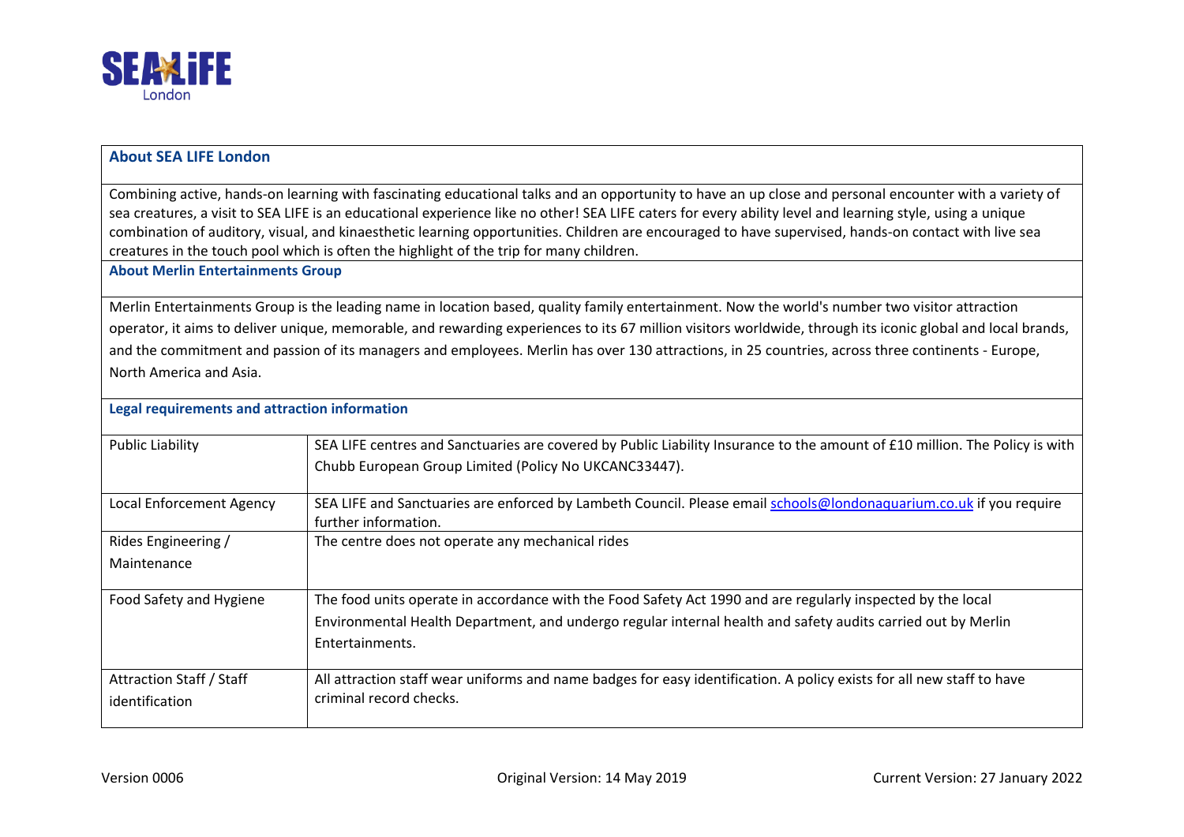SEA LIFE London

## About SEA LIFE London

Combining active, hands-on learning with fascinating educational talks and an opportunity to have an up close and personal encounter with a variety of sea creatures, a visit to SEA LIFE is an educational experience like no other! SEA LIFE caters for every ability level and learning style, using a unique combination of auditory, visual, and kinaesthetic learning opportunities. Children are encouraged to have supervised, hands-on contact with live sea creatures in the touch pool which is often the highlight of the trip for many children.

## About Merlin Entertainments Group

Merlin Entertainments Group is the leading name in location based, quality family entertainment. Now the world's number two visitor attraction operator, it aims to deliver unique, memorable, and rewarding experiences to its 67 million visitors worldwide, through its iconic global and local brands, and the commitment and passion of its managers and employees. Merlin has over 130 attractions, in 25 countries, across three continents - Europe, North America and Asia.

## Legal requirements and attraction information

| | |
|---|---|
| Public Liability | SEA LIFE centres and Sanctuaries are covered by Public Liability Insurance to the amount of £10 million. The Policy is with Chubb European Group Limited (Policy No UKCANC33447). |
| Local Enforcement Agency | SEA LIFE and Sanctuaries are enforced by Lambeth Council. Please email schools@londonaquarium.co.uk if you require further information. |
| Rides Engineering / Maintenance | The centre does not operate any mechanical rides |
| Food Safety and Hygiene | The food units operate in accordance with the Food Safety Act 1990 and are regularly inspected by the local Environmental Health Department, and undergo regular internal health and safety audits carried out by Merlin Entertainments. |
| Attraction Staff / Staff identification | All attraction staff wear uniforms and name badges for easy identification. A policy exists for all new staff to have criminal record checks. |

Version 0006 | Original Version: 14 May 2019 | Current Version: 27 January 2022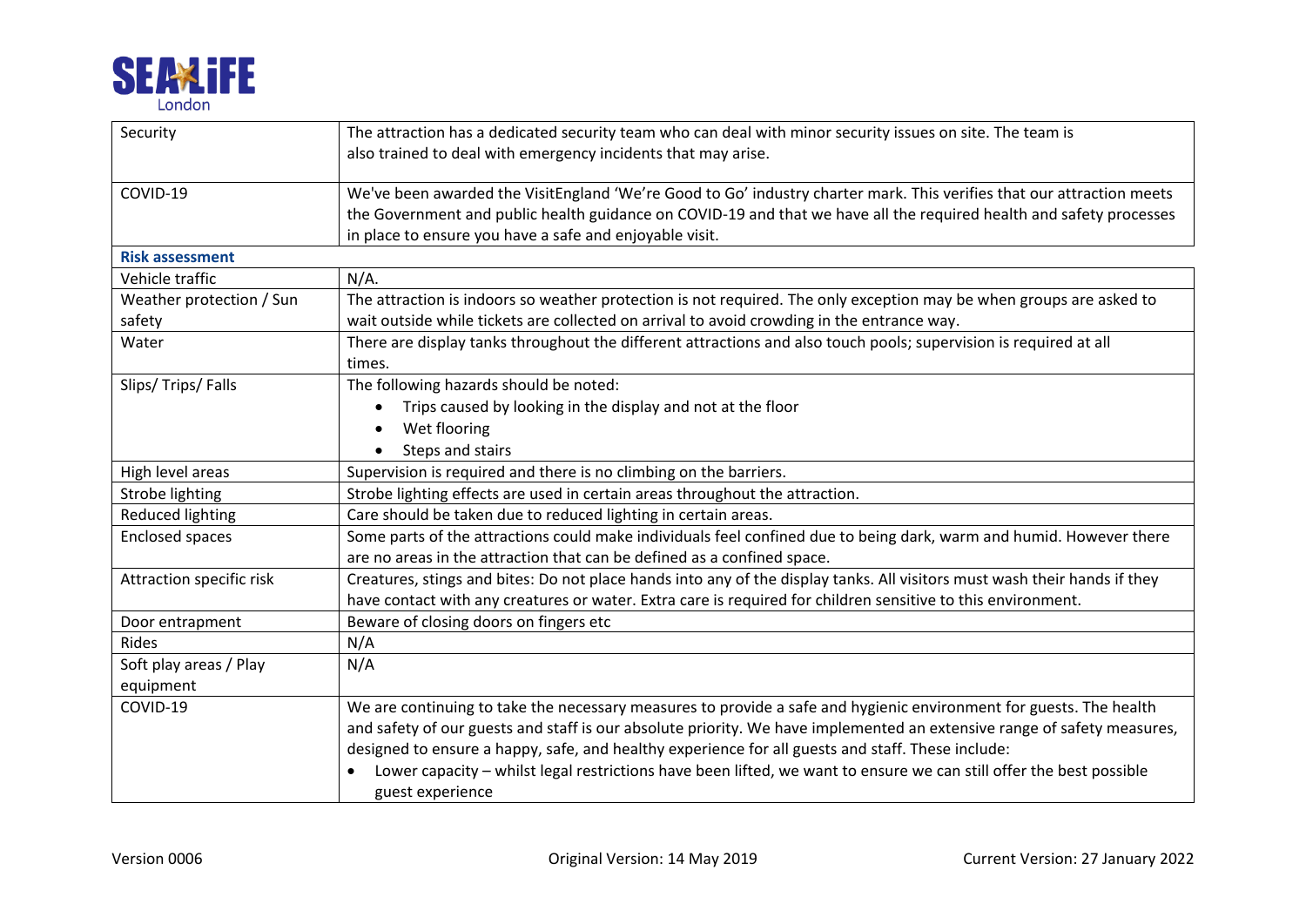| | |
|---|---|
| Security | The attraction has a dedicated security team who can deal with minor security issues on site. The team is also trained to deal with emergency incidents that may arise. |
| COVID-19 | We've been awarded the VisitEngland 'We're Good to Go' industry charter mark. This verifies that our attraction meets the Government and public health guidance on COVID-19 and that we have all the required health and safety processes in place to ensure you have a safe and enjoyable visit. |
| **Risk assessment** | |
| Vehicle traffic | N/A. |
| Weather protection / Sun safety | The attraction is indoors so weather protection is not required. The only exception may be when groups are asked to wait outside while tickets are collected on arrival to avoid crowding in the entrance way. |
| Water | There are display tanks throughout the different attractions and also touch pools; supervision is required at all times. |
| Slips/ Trips/ Falls | The following hazards should be noted: <br>• Trips caused by looking in the display and not at the floor <br>• Wet flooring <br>• Steps and stairs |
| High level areas | Supervision is required and there is no climbing on the barriers. |
| Strobe lighting | Strobe lighting effects are used in certain areas throughout the attraction. |
| Reduced lighting | Care should be taken due to reduced lighting in certain areas. |
| Enclosed spaces | Some parts of the attractions could make individuals feel confined due to being dark, warm and humid. However there are no areas in the attraction that can be defined as a confined space. |
| Attraction specific risk | Creatures, stings and bites: Do not place hands into any of the display tanks. All visitors must wash their hands if they have contact with any creatures or water. Extra care is required for children sensitive to this environment. |
| Door entrapment | Beware of closing doors on fingers etc |
| Rides | N/A |
| Soft play areas / Play equipment | N/A |
| COVID-19 | We are continuing to take the necessary measures to provide a safe and hygienic environment for guests. The health and safety of our guests and staff is our absolute priority. We have implemented an extensive range of safety measures, designed to ensure a happy, safe, and healthy experience for all guests and staff. These include: <br>• Lower capacity – whilst legal restrictions have been lifted, we want to ensure we can still offer the best possible guest experience |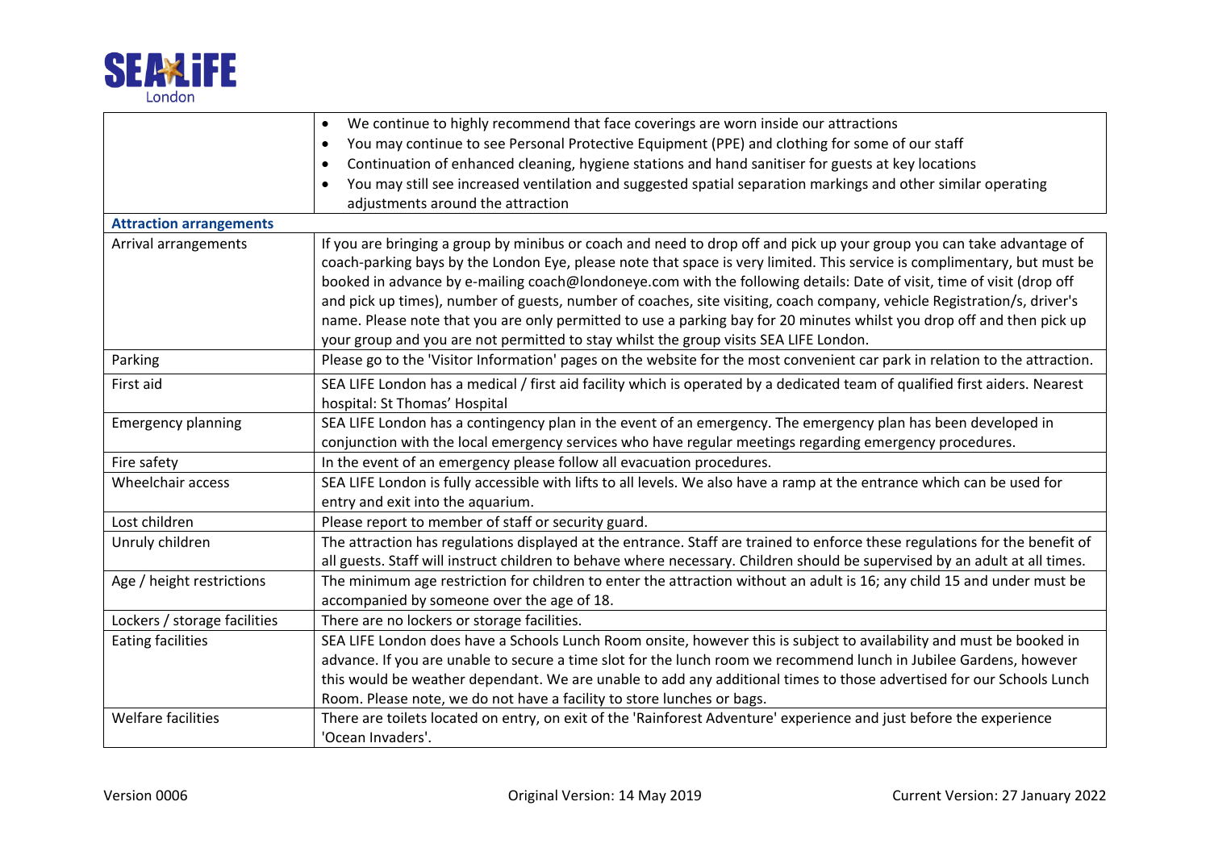|  |  |
|---|---|
|  | • We continue to highly recommend that face coverings are worn inside our attractions<br>• You may continue to see Personal Protective Equipment (PPE) and clothing for some of our staff<br>• Continuation of enhanced cleaning, hygiene stations and hand sanitiser for guests at key locations<br>• You may still see increased ventilation and suggested spatial separation markings and other similar operating adjustments around the attraction |
| **Attraction arrangements** |  |
| Arrival arrangements | If you are bringing a group by minibus or coach and need to drop off and pick up your group you can take advantage of coach-parking bays by the London Eye, please note that space is very limited. This service is complimentary, but must be booked in advance by e-mailing coach@londoneye.com with the following details: Date of visit, time of visit (drop off and pick up times), number of guests, number of coaches, site visiting, coach company, vehicle Registration/s, driver's name. Please note that you are only permitted to use a parking bay for 20 minutes whilst you drop off and then pick up your group and you are not permitted to stay whilst the group visits SEA LIFE London. |
| Parking | Please go to the 'Visitor Information' pages on the website for the most convenient car park in relation to the attraction. |
| First aid | SEA LIFE London has a medical / first aid facility which is operated by a dedicated team of qualified first aiders. Nearest hospital: St Thomas' Hospital |
| Emergency planning | SEA LIFE London has a contingency plan in the event of an emergency. The emergency plan has been developed in conjunction with the local emergency services who have regular meetings regarding emergency procedures. |
| Fire safety | In the event of an emergency please follow all evacuation procedures. |
| Wheelchair access | SEA LIFE London is fully accessible with lifts to all levels. We also have a ramp at the entrance which can be used for entry and exit into the aquarium. |
| Lost children | Please report to member of staff or security guard. |
| Unruly children | The attraction has regulations displayed at the entrance. Staff are trained to enforce these regulations for the benefit of all guests. Staff will instruct children to behave where necessary. Children should be supervised by an adult at all times. |
| Age / height restrictions | The minimum age restriction for children to enter the attraction without an adult is 16; any child 15 and under must be accompanied by someone over the age of 18. |
| Lockers / storage facilities | There are no lockers or storage facilities. |
| Eating facilities | SEA LIFE London does have a Schools Lunch Room onsite, however this is subject to availability and must be booked in advance. If you are unable to secure a time slot for the lunch room we recommend lunch in Jubilee Gardens, however this would be weather dependant. We are unable to add any additional times to those advertised for our Schools Lunch Room. Please note, we do not have a facility to store lunches or bags. |
| Welfare facilities | There are toilets located on entry, on exit of the 'Rainforest Adventure' experience and just before the experience 'Ocean Invaders'. |

Version 0006 | Original Version: 14 May 2019 | Current Version: 27 January 2022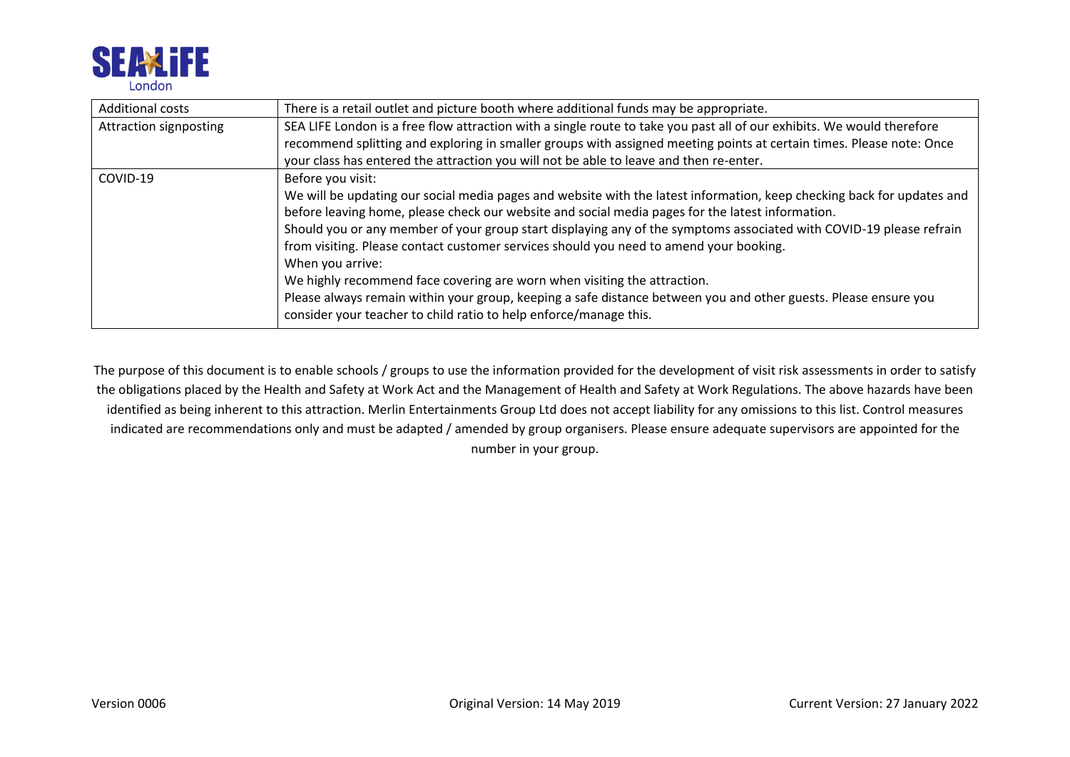| | |
|---|---|
| Additional costs | There is a retail outlet and picture booth where additional funds may be appropriate. |
| Attraction signposting | SEA LIFE London is a free flow attraction with a single route to take you past all of our exhibits. We would therefore recommend splitting and exploring in smaller groups with assigned meeting points at certain times. Please note: Once your class has entered the attraction you will not be able to leave and then re-enter. |
| COVID-19 | Before you visit:<br>We will be updating our social media pages and website with the latest information, keep checking back for updates and before leaving home, please check our website and social media pages for the latest information.<br>Should you or any member of your group start displaying any of the symptoms associated with COVID-19 please refrain from visiting. Please contact customer services should you need to amend your booking.<br>When you arrive:<br>We highly recommend face covering are worn when visiting the attraction.<br>Please always remain within your group, keeping a safe distance between you and other guests. Please ensure you consider your teacher to child ratio to help enforce/manage this. |

The purpose of this document is to enable schools / groups to use the information provided for the development of visit risk assessments in order to satisfy the obligations placed by the Health and Safety at Work Act and the Management of Health and Safety at Work Regulations. The above hazards have been identified as being inherent to this attraction. Merlin Entertainments Group Ltd does not accept liability for any omissions to this list. Control measures indicated are recommendations only and must be adapted / amended by group organisers. Please ensure adequate supervisors are appointed for the number in your group.

Version 0006 Original Version: 14 May 2019 Current Version: 27 January 2022